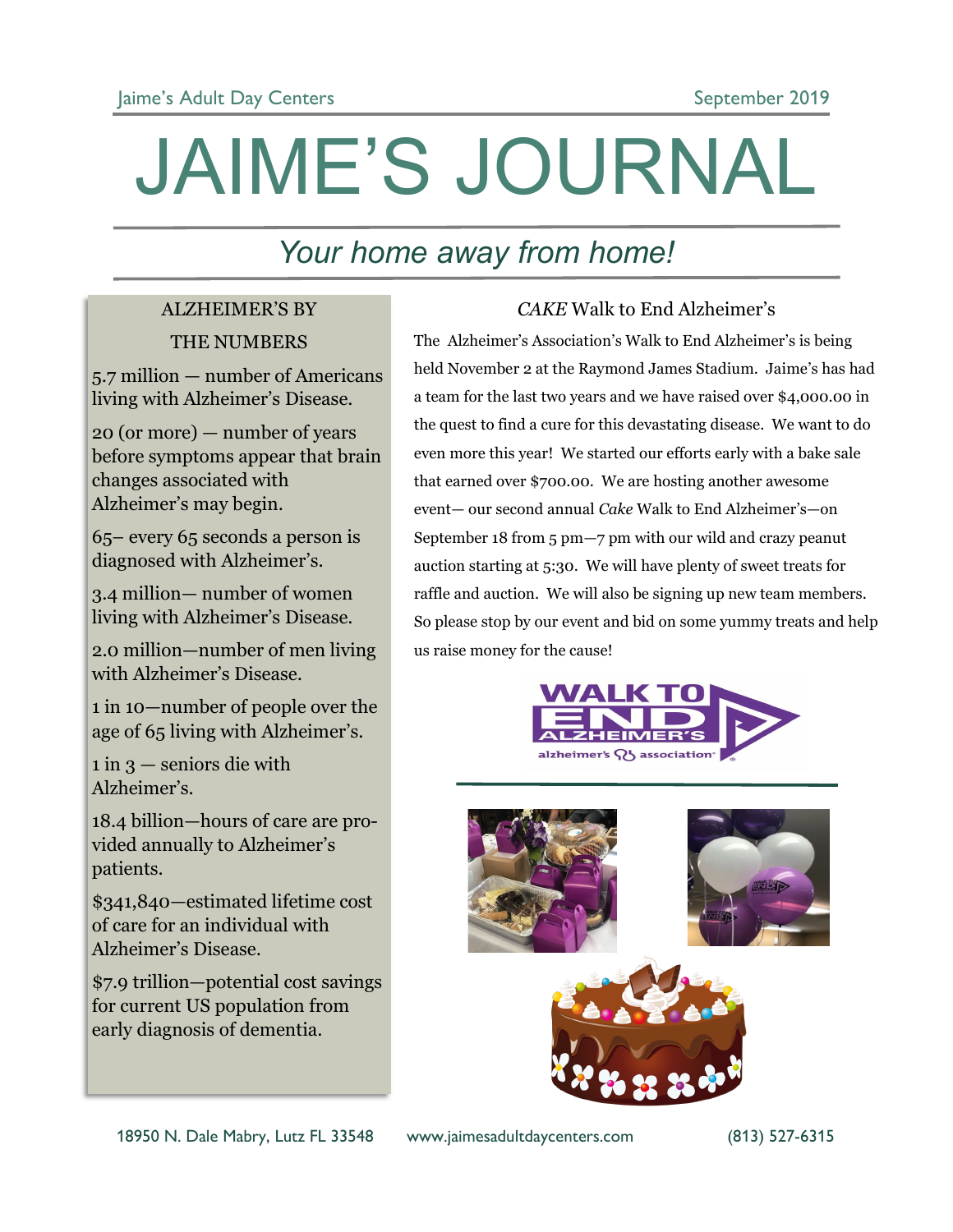Jaime's Adult Day Centers — September 2019

# JAIME'S JOURNAL

*Your home away from home!*

## ALZHEIMER'S BY THE NUMBERS

5.7 million — number of Americans living with Alzheimer's Disease.

20 (or more) — number of years before symptoms appear that brain changes associated with Alzheimer's may begin.

65– every 65 seconds a person is diagnosed with Alzheimer's.

3.4 million— number of women living with Alzheimer's Disease.

2.0 million—number of men living with Alzheimer's Disease.

1 in 10—number of people over the age of 65 living with Alzheimer's.

1 in 3 — seniors die with Alzheimer's.

18.4 billion—hours of care are provided annually to Alzheimer's patients.

$341,840—estimated lifetime cost of care for an individual with Alzheimer's Disease.

$7.9 trillion—potential cost savings for current US population from early diagnosis of dementia.

## *CAKE* Walk to End Alzheimer's

The Alzheimer's Association's Walk to End Alzheimer's is being held November 2 at the Raymond James Stadium. Jaime's has had a team for the last two years and we have raised over $4,000.00 in the quest to find a cure for this devastating disease. We want to do even more this year! We started our efforts early with a bake sale that earned over $700.00. We are hosting another awesome event— our second annual *Cake* Walk to End Alzheimer's—on September 18 from 5 pm—7 pm with our wild and crazy peanut auction starting at 5:30. We will have plenty of sweet treats for raffle and auction. We will also be signing up new team members. So please stop by our event and bid on some yummy treats and help us raise money for the cause!

18950 N. Dale Mabry, Lutz FL 33548 www.jaimesadultdaycenters.com (813) 527-6315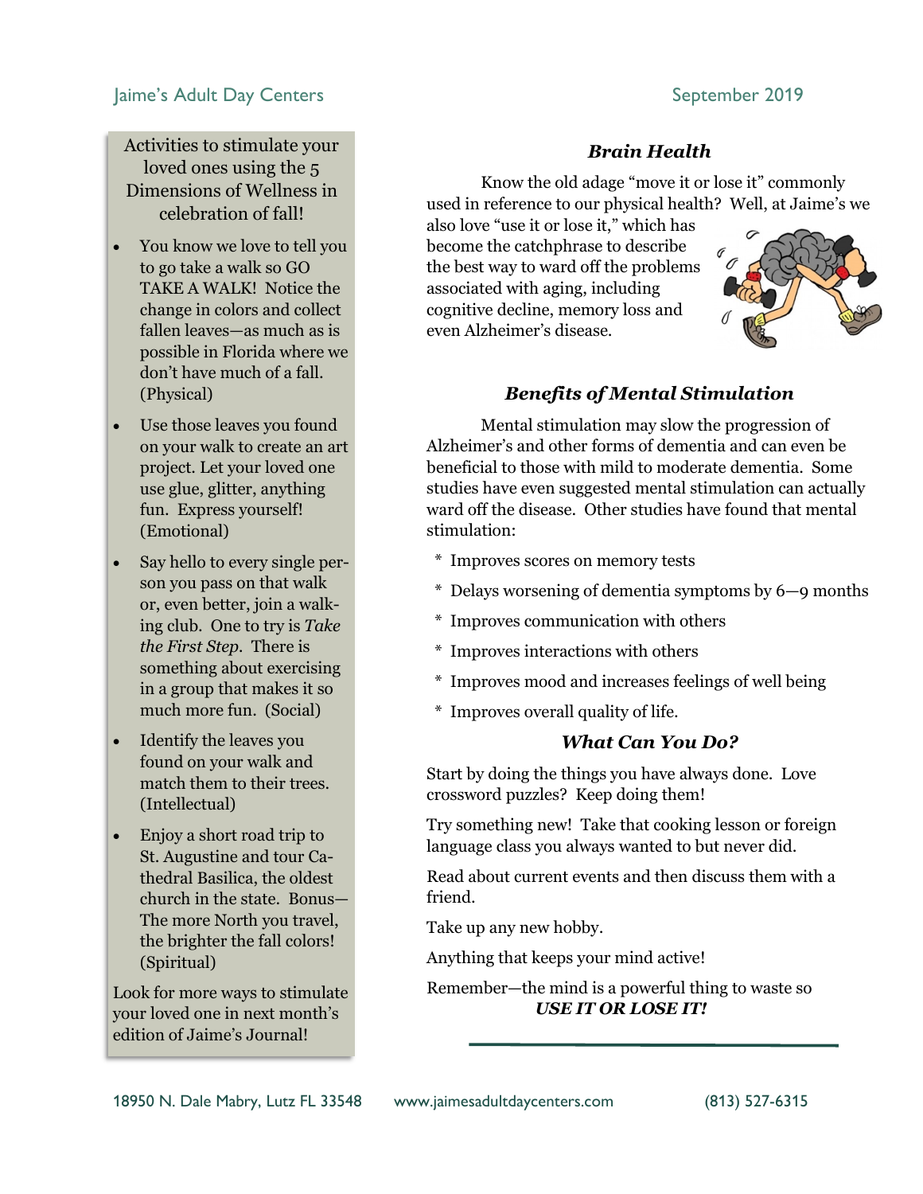Activities to stimulate your loved ones using the 5 Dimensions of Wellness in celebration of fall!

- You know we love to tell you to go take a walk so GO TAKE A WALK! Notice the change in colors and collect fallen leaves—as much as is possible in Florida where we don't have much of a fall. (Physical)
- Use those leaves you found on your walk to create an art project. Let your loved one use glue, glitter, anything fun. Express yourself! (Emotional)
- Say hello to every single person you pass on that walk or, even better, join a walking club. One to try is *Take the First Step*. There is something about exercising in a group that makes it so much more fun. (Social)
- Identify the leaves you found on your walk and match them to their trees. (Intellectual)
- Enjoy a short road trip to St. Augustine and tour Cathedral Basilica, the oldest church in the state. Bonus—The more North you travel, the brighter the fall colors! (Spiritual)

Look for more ways to stimulate your loved one in next month's edition of Jaime's Journal!

## *Brain Health*

Know the old adage "move it or lose it" commonly used in reference to our physical health? Well, at Jaime's we also love "use it or lose it," which has become the catchphrase to describe the best way to ward off the problems associated with aging, including cognitive decline, memory loss and even Alzheimer's disease.

## *Benefits of Mental Stimulation*

Mental stimulation may slow the progression of Alzheimer's and other forms of dementia and can even be beneficial to those with mild to moderate dementia. Some studies have even suggested mental stimulation can actually ward off the disease. Other studies have found that mental stimulation:

* Improves scores on memory tests
* Delays worsening of dementia symptoms by 6—9 months
* Improves communication with others
* Improves interactions with others
* Improves mood and increases feelings of well being
* Improves overall quality of life.

## *What Can You Do?*

Start by doing the things you have always done. Love crossword puzzles? Keep doing them!

Try something new! Take that cooking lesson or foreign language class you always wanted to but never did.

Read about current events and then discuss them with a friend.

Take up any new hobby.

Anything that keeps your mind active!

Remember—the mind is a powerful thing to waste so ***USE IT OR LOSE IT!***

18950 N. Dale Mabry, Lutz FL 33548 www.jaimesadultdaycenters.com (813) 527-6315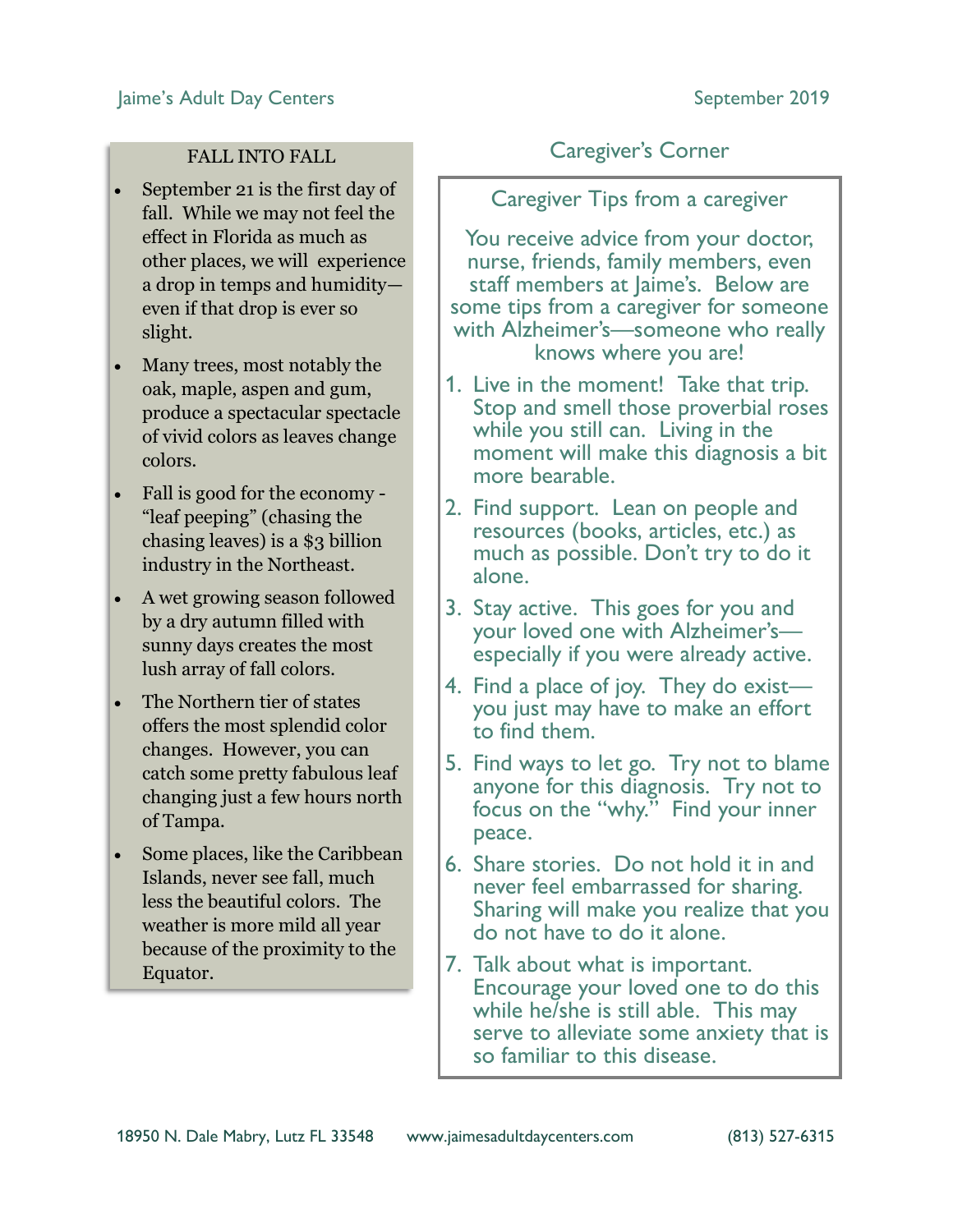## FALL INTO FALL

- September 21 is the first day of fall. While we may not feel the effect in Florida as much as other places, we will experience a drop in temps and humidity—even if that drop is ever so slight.
- Many trees, most notably the oak, maple, aspen and gum, produce a spectacular spectacle of vivid colors as leaves change colors.
- Fall is good for the economy - "leaf peeping" (chasing the chasing leaves) is a $3 billion industry in the Northeast.
- A wet growing season followed by a dry autumn filled with sunny days creates the most lush array of fall colors.
- The Northern tier of states offers the most splendid color changes. However, you can catch some pretty fabulous leaf changing just a few hours north of Tampa.
- Some places, like the Caribbean Islands, never see fall, much less the beautiful colors. The weather is more mild all year because of the proximity to the Equator.

## Caregiver's Corner

### Caregiver Tips from a caregiver

You receive advice from your doctor, nurse, friends, family members, even staff members at Jaime's. Below are some tips from a caregiver for someone with Alzheimer's—someone who really knows where you are!

1. Live in the moment! Take that trip. Stop and smell those proverbial roses while you still can. Living in the moment will make this diagnosis a bit more bearable.
2. Find support. Lean on people and resources (books, articles, etc.) as much as possible. Don't try to do it alone.
3. Stay active. This goes for you and your loved one with Alzheimer's—especially if you were already active.
4. Find a place of joy. They do exist—you just may have to make an effort to find them.
5. Find ways to let go. Try not to blame anyone for this diagnosis. Try not to focus on the "why." Find your inner peace.
6. Share stories. Do not hold it in and never feel embarrassed for sharing. Sharing will make you realize that you do not have to do it alone.
7. Talk about what is important. Encourage your loved one to do this while he/she is still able. This may serve to alleviate some anxiety that is so familiar to this disease.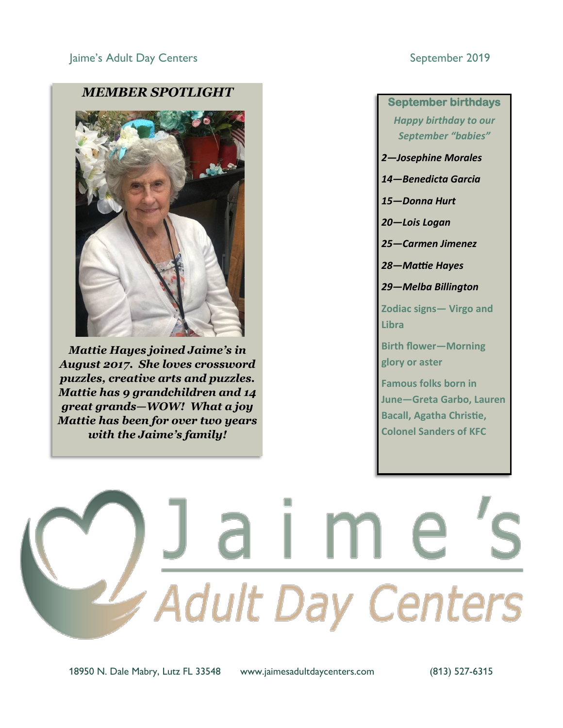## MEMBER SPOTLIGHT

***Mattie Hayes joined Jaime's in August 2017. She loves crossword puzzles, creative arts and puzzles. Mattie has 9 grandchildren and 14 great grands—WOW! What a joy Mattie has been for over two years with the Jaime's family!***

## September birthdays

*Happy birthday to our September "babies"*

***2—Josephine Morales***

***14—Benedicta Garcia***

***15—Donna Hurt***

***20—Lois Logan***

***25—Carmen Jimenez***

***28—Mattie Hayes***

***29—Melba Billington***

**Zodiac signs— Virgo and Libra**

**Birth flower—Morning glory or aster**

**Famous folks born in June—Greta Garbo, Lauren Bacall, Agatha Christie, Colonel Sanders of KFC**

Jaime's

Adult Day Centers

18950 N. Dale Mabry, Lutz FL 33548 www.jaimesadultdaycenters.com (813) 527-6315